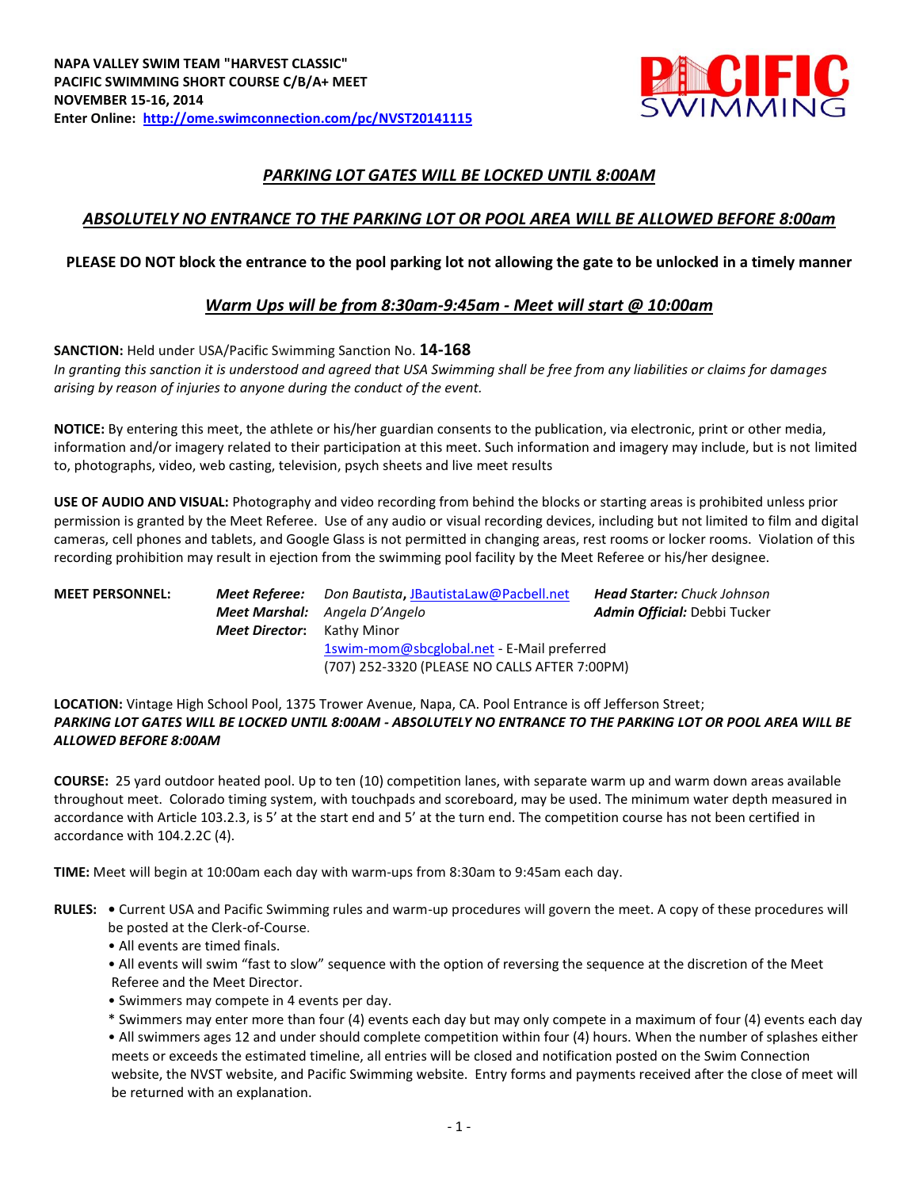**NAPA VALLEY SWIM TEAM "HARVEST CLASSIC"**
**PACIFIC SWIMMING SHORT COURSE C/B/A+ MEET**
**NOVEMBER 15-16, 2014**
**Enter Online: [http://ome.swimconnection.com/pc/NVST20141115](http://ome.swimconnection.com/pc/NVST20141115)**

PACIFIC SWIMMING

***PARKING LOT GATES WILL BE LOCKED UNTIL 8:00AM***

***ABSOLUTELY NO ENTRANCE TO THE PARKING LOT OR POOL AREA WILL BE ALLOWED BEFORE 8:00am***

**PLEASE DO NOT block the entrance to the pool parking lot not allowing the gate to be unlocked in a timely manner**

***Warm Ups will be from 8:30am-9:45am - Meet will start @ 10:00am***

**SANCTION:** Held under USA/Pacific Swimming Sanction No. **14-168**
*In granting this sanction it is understood and agreed that USA Swimming shall be free from any liabilities or claims for damages arising by reason of injuries to anyone during the conduct of the event.*

**NOTICE:** By entering this meet, the athlete or his/her guardian consents to the publication, via electronic, print or other media, information and/or imagery related to their participation at this meet. Such information and imagery may include, but is not limited to, photographs, video, web casting, television, psych sheets and live meet results

**USE OF AUDIO AND VISUAL:** Photography and video recording from behind the blocks or starting areas is prohibited unless prior permission is granted by the Meet Referee. Use of any audio or visual recording devices, including but not limited to film and digital cameras, cell phones and tablets, and Google Glass is not permitted in changing areas, rest rooms or locker rooms. Violation of this recording prohibition may result in ejection from the swimming pool facility by the Meet Referee or his/her designee.

**MEET PERSONNEL:**
***Meet Referee:*** *Don Bautista*, [JBautistaLaw@Pacbell.net](mailto:JBautistaLaw@Pacbell.net) ***Head Starter:*** *Chuck Johnson*
***Meet Marshal:*** *Angela D'Angelo* ***Admin Official:*** Debbi Tucker
***Meet Director*:** Kathy Minor
[1swim-mom@sbcglobal.net](mailto:1swim-mom@sbcglobal.net) - E-Mail preferred
(707) 252-3320 (PLEASE NO CALLS AFTER 7:00PM)

**LOCATION:** Vintage High School Pool, 1375 Trower Avenue, Napa, CA. Pool Entrance is off Jefferson Street;
***PARKING LOT GATES WILL BE LOCKED UNTIL 8:00AM - ABSOLUTELY NO ENTRANCE TO THE PARKING LOT OR POOL AREA WILL BE ALLOWED BEFORE 8:00AM***

**COURSE:** 25 yard outdoor heated pool. Up to ten (10) competition lanes, with separate warm up and warm down areas available throughout meet. Colorado timing system, with touchpads and scoreboard, may be used. The minimum water depth measured in accordance with Article 103.2.3, is 5' at the start end and 5' at the turn end. The competition course has not been certified in accordance with 104.2.2C (4).

**TIME:** Meet will begin at 10:00am each day with warm-ups from 8:30am to 9:45am each day.

**RULES:**
- Current USA and Pacific Swimming rules and warm-up procedures will govern the meet. A copy of these procedures will be posted at the Clerk-of-Course.
- All events are timed finals.
- All events will swim "fast to slow" sequence with the option of reversing the sequence at the discretion of the Meet Referee and the Meet Director.
- Swimmers may compete in 4 events per day.

\* Swimmers may enter more than four (4) events each day but may only compete in a maximum of four (4) events each day

- All swimmers ages 12 and under should complete competition within four (4) hours. When the number of splashes either meets or exceeds the estimated timeline, all entries will be closed and notification posted on the Swim Connection website, the NVST website, and Pacific Swimming website. Entry forms and payments received after the close of meet will be returned with an explanation.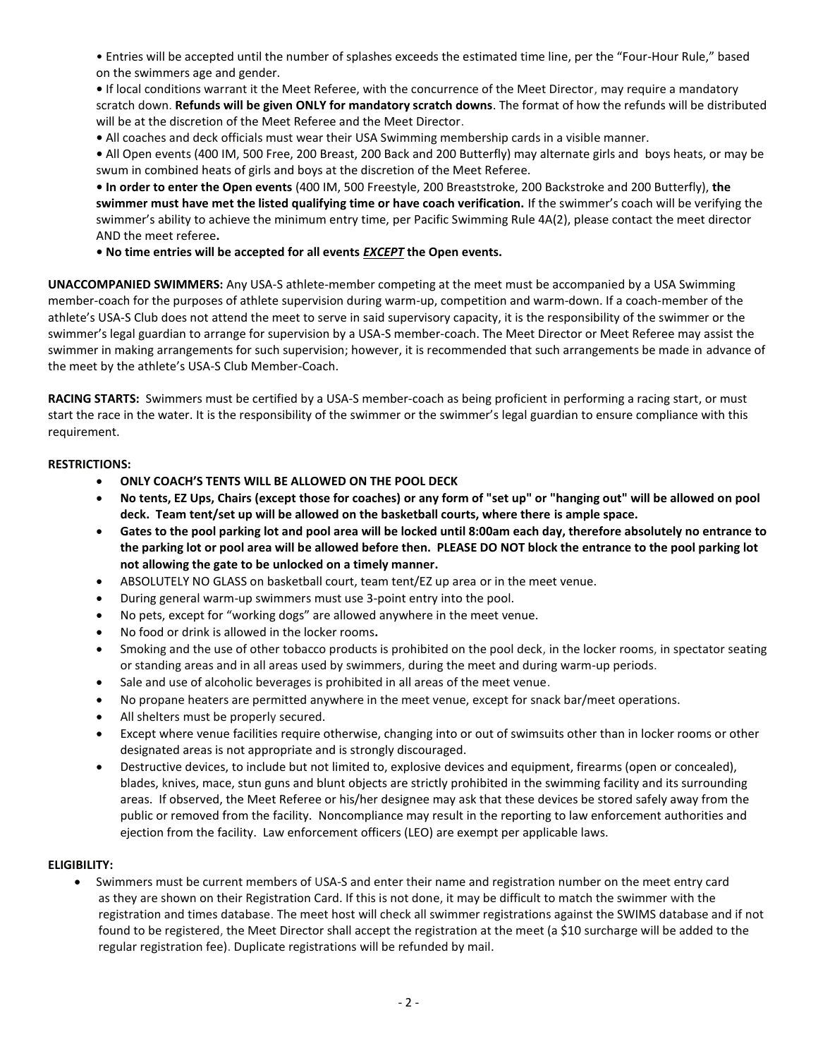- Entries will be accepted until the number of splashes exceeds the estimated time line, per the "Four-Hour Rule," based on the swimmers age and gender.
- If local conditions warrant it the Meet Referee, with the concurrence of the Meet Director, may require a mandatory scratch down. **Refunds will be given ONLY for mandatory scratch downs**. The format of how the refunds will be distributed will be at the discretion of the Meet Referee and the Meet Director.
- All coaches and deck officials must wear their USA Swimming membership cards in a visible manner.
- All Open events (400 IM, 500 Free, 200 Breast, 200 Back and 200 Butterfly) may alternate girls and boys heats, or may be swum in combined heats of girls and boys at the discretion of the Meet Referee.
- **In order to enter the Open events** (400 IM, 500 Freestyle, 200 Breaststroke, 200 Backstroke and 200 Butterfly), **the swimmer must have met the listed qualifying time or have coach verification.** If the swimmer's coach will be verifying the swimmer's ability to achieve the minimum entry time, per Pacific Swimming Rule 4A(2), please contact the meet director AND the meet referee**.**
- **No time entries will be accepted for all events *EXCEPT* the Open events.**

**UNACCOMPANIED SWIMMERS:** Any USA-S athlete-member competing at the meet must be accompanied by a USA Swimming member-coach for the purposes of athlete supervision during warm-up, competition and warm-down. If a coach-member of the athlete's USA-S Club does not attend the meet to serve in said supervisory capacity, it is the responsibility of the swimmer or the swimmer's legal guardian to arrange for supervision by a USA-S member-coach. The Meet Director or Meet Referee may assist the swimmer in making arrangements for such supervision; however, it is recommended that such arrangements be made in advance of the meet by the athlete's USA-S Club Member-Coach.

**RACING STARTS:** Swimmers must be certified by a USA-S member-coach as being proficient in performing a racing start, or must start the race in the water. It is the responsibility of the swimmer or the swimmer's legal guardian to ensure compliance with this requirement.

**RESTRICTIONS:**

- **ONLY COACH'S TENTS WILL BE ALLOWED ON THE POOL DECK**
- **No tents, EZ Ups, Chairs (except those for coaches) or any form of "set up" or "hanging out" will be allowed on pool deck. Team tent/set up will be allowed on the basketball courts, where there is ample space.**
- **Gates to the pool parking lot and pool area will be locked until 8:00am each day, therefore absolutely no entrance to the parking lot or pool area will be allowed before then. PLEASE DO NOT block the entrance to the pool parking lot not allowing the gate to be unlocked on a timely manner.**
- ABSOLUTELY NO GLASS on basketball court, team tent/EZ up area or in the meet venue.
- During general warm-up swimmers must use 3-point entry into the pool.
- No pets, except for "working dogs" are allowed anywhere in the meet venue.
- No food or drink is allowed in the locker rooms**.**
- Smoking and the use of other tobacco products is prohibited on the pool deck, in the locker rooms, in spectator seating or standing areas and in all areas used by swimmers, during the meet and during warm-up periods.
- Sale and use of alcoholic beverages is prohibited in all areas of the meet venue.
- No propane heaters are permitted anywhere in the meet venue, except for snack bar/meet operations.
- All shelters must be properly secured.
- Except where venue facilities require otherwise, changing into or out of swimsuits other than in locker rooms or other designated areas is not appropriate and is strongly discouraged.
- Destructive devices, to include but not limited to, explosive devices and equipment, firearms (open or concealed), blades, knives, mace, stun guns and blunt objects are strictly prohibited in the swimming facility and its surrounding areas. If observed, the Meet Referee or his/her designee may ask that these devices be stored safely away from the public or removed from the facility. Noncompliance may result in the reporting to law enforcement authorities and ejection from the facility. Law enforcement officers (LEO) are exempt per applicable laws.

**ELIGIBILITY:**

- Swimmers must be current members of USA-S and enter their name and registration number on the meet entry card as they are shown on their Registration Card. If this is not done, it may be difficult to match the swimmer with the registration and times database. The meet host will check all swimmer registrations against the SWIMS database and if not found to be registered, the Meet Director shall accept the registration at the meet (a $10 surcharge will be added to the regular registration fee). Duplicate registrations will be refunded by mail.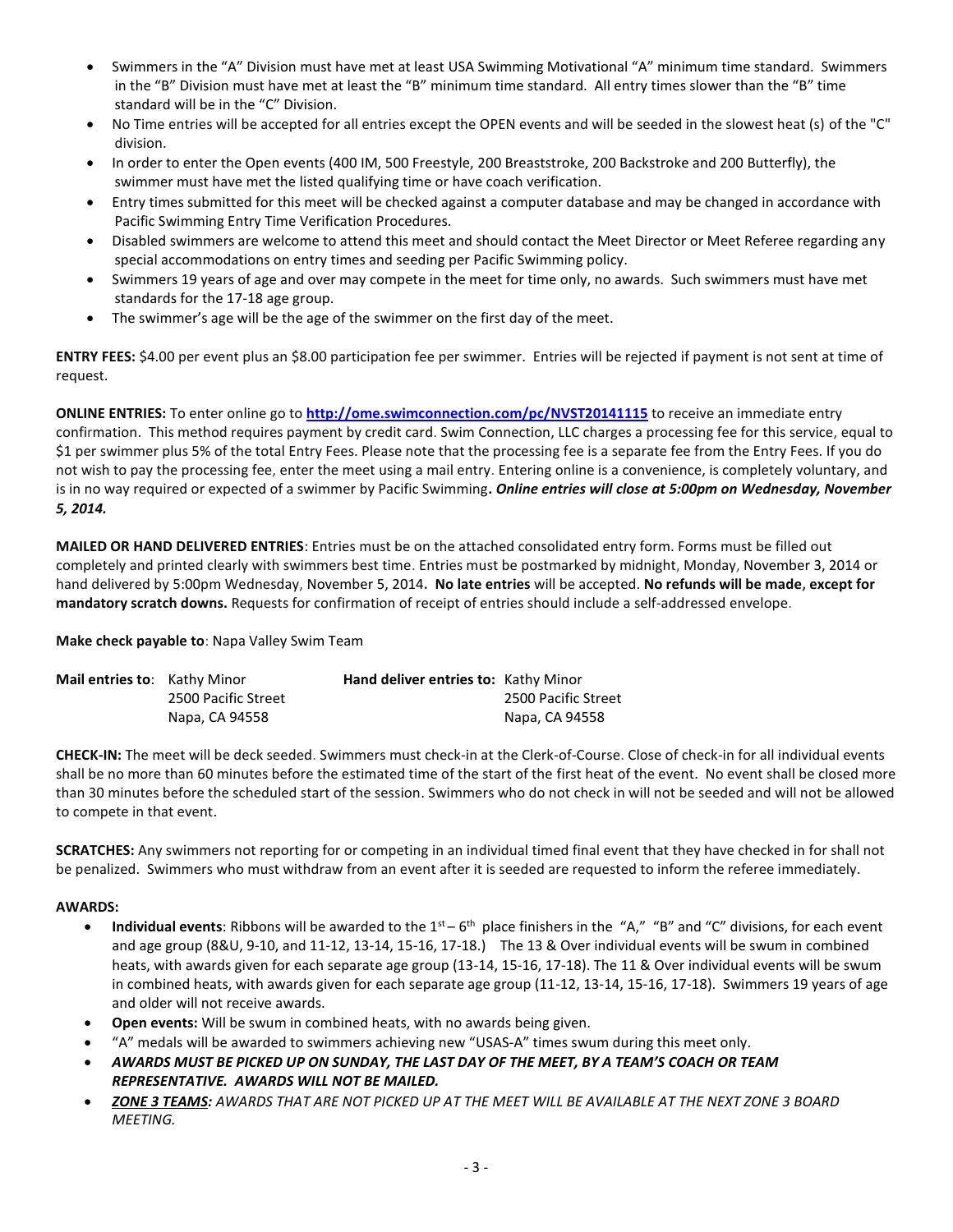- Swimmers in the "A" Division must have met at least USA Swimming Motivational "A" minimum time standard. Swimmers in the "B" Division must have met at least the "B" minimum time standard. All entry times slower than the "B" time standard will be in the "C" Division.
- No Time entries will be accepted for all entries except the OPEN events and will be seeded in the slowest heat (s) of the "C" division.
- In order to enter the Open events (400 IM, 500 Freestyle, 200 Breaststroke, 200 Backstroke and 200 Butterfly), the swimmer must have met the listed qualifying time or have coach verification.
- Entry times submitted for this meet will be checked against a computer database and may be changed in accordance with Pacific Swimming Entry Time Verification Procedures.
- Disabled swimmers are welcome to attend this meet and should contact the Meet Director or Meet Referee regarding any special accommodations on entry times and seeding per Pacific Swimming policy.
- Swimmers 19 years of age and over may compete in the meet for time only, no awards. Such swimmers must have met standards for the 17-18 age group.
- The swimmer's age will be the age of the swimmer on the first day of the meet.

**ENTRY FEES:** $4.00 per event plus an $8.00 participation fee per swimmer. Entries will be rejected if payment is not sent at time of request.

**ONLINE ENTRIES:** To enter online go to **http://ome.swimconnection.com/pc/NVST20141115** to receive an immediate entry confirmation. This method requires payment by credit card. Swim Connection, LLC charges a processing fee for this service, equal to $1 per swimmer plus 5% of the total Entry Fees. Please note that the processing fee is a separate fee from the Entry Fees. If you do not wish to pay the processing fee, enter the meet using a mail entry. Entering online is a convenience, is completely voluntary, and is in no way required or expected of a swimmer by Pacific Swimming**.** ***Online entries will close at 5:00pm on Wednesday, November 5, 2014.***

**MAILED OR HAND DELIVERED ENTRIES**: Entries must be on the attached consolidated entry form. Forms must be filled out completely and printed clearly with swimmers best time. Entries must be postmarked by midnight, Monday, November 3, 2014 or hand delivered by 5:00pm Wednesday, November 5, 2014**. No late entries** will be accepted. **No refunds will be made, except for mandatory scratch downs.** Requests for confirmation of receipt of entries should include a self-addressed envelope.

**Make check payable to**: Napa Valley Swim Team

| **Mail entries to**: | Kathy Minor<br>2500 Pacific Street<br>Napa, CA 94558 | **Hand deliver entries to:** | Kathy Minor<br>2500 Pacific Street<br>Napa, CA 94558 |
|---|---|---|---|

**CHECK-IN:** The meet will be deck seeded. Swimmers must check-in at the Clerk-of-Course. Close of check-in for all individual events shall be no more than 60 minutes before the estimated time of the start of the first heat of the event. No event shall be closed more than 30 minutes before the scheduled start of the session. Swimmers who do not check in will not be seeded and will not be allowed to compete in that event.

**SCRATCHES:** Any swimmers not reporting for or competing in an individual timed final event that they have checked in for shall not be penalized. Swimmers who must withdraw from an event after it is seeded are requested to inform the referee immediately.

**AWARDS:**

- **Individual events**: Ribbons will be awarded to the 1st – 6th place finishers in the "A," "B" and "C" divisions, for each event and age group (8&U, 9-10, and 11-12, 13-14, 15-16, 17-18.) The 13 & Over individual events will be swum in combined heats, with awards given for each separate age group (13-14, 15-16, 17-18). The 11 & Over individual events will be swum in combined heats, with awards given for each separate age group (11-12, 13-14, 15-16, 17-18). Swimmers 19 years of age and older will not receive awards.
- **Open events:** Will be swum in combined heats, with no awards being given.
- "A" medals will be awarded to swimmers achieving new "USAS-A" times swum during this meet only.
- ***AWARDS MUST BE PICKED UP ON SUNDAY, THE LAST DAY OF THE MEET, BY A TEAM'S COACH OR TEAM REPRESENTATIVE. AWARDS WILL NOT BE MAILED.***
- ***ZONE 3 TEAMS:*** *AWARDS THAT ARE NOT PICKED UP AT THE MEET WILL BE AVAILABLE AT THE NEXT ZONE 3 BOARD MEETING.*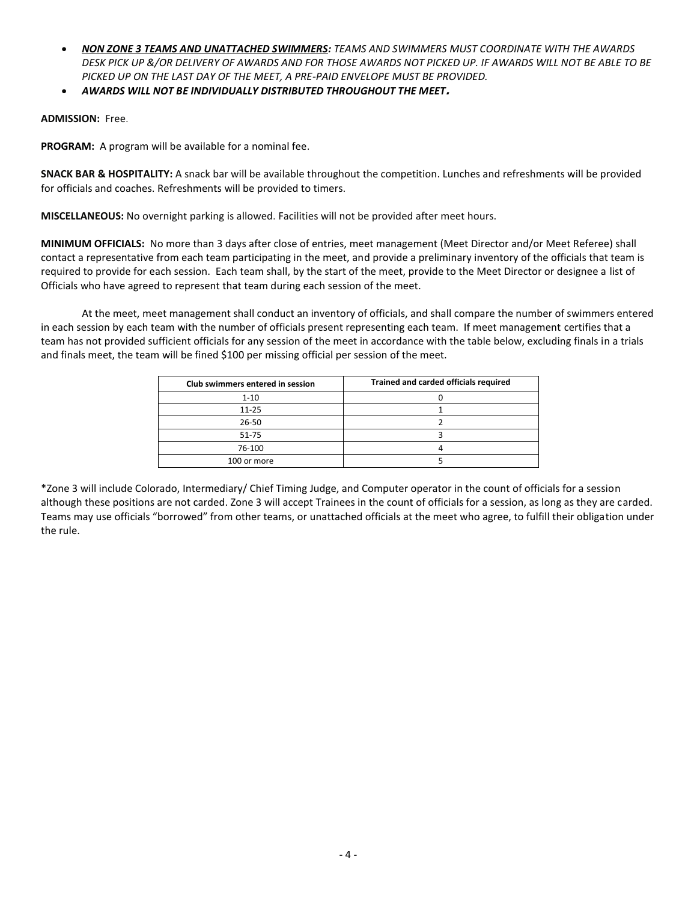- ***NON ZONE 3 TEAMS AND UNATTACHED SWIMMERS:*** *TEAMS AND SWIMMERS MUST COORDINATE WITH THE AWARDS DESK PICK UP &/OR DELIVERY OF AWARDS AND FOR THOSE AWARDS NOT PICKED UP. IF AWARDS WILL NOT BE ABLE TO BE PICKED UP ON THE LAST DAY OF THE MEET, A PRE-PAID ENVELOPE MUST BE PROVIDED.*
- ***AWARDS WILL NOT BE INDIVIDUALLY DISTRIBUTED THROUGHOUT THE MEET.***

**ADMISSION:** Free.

**PROGRAM:** A program will be available for a nominal fee.

**SNACK BAR & HOSPITALITY:** A snack bar will be available throughout the competition. Lunches and refreshments will be provided for officials and coaches. Refreshments will be provided to timers.

**MISCELLANEOUS:** No overnight parking is allowed. Facilities will not be provided after meet hours.

**MINIMUM OFFICIALS:** No more than 3 days after close of entries, meet management (Meet Director and/or Meet Referee) shall contact a representative from each team participating in the meet, and provide a preliminary inventory of the officials that team is required to provide for each session. Each team shall, by the start of the meet, provide to the Meet Director or designee a list of Officials who have agreed to represent that team during each session of the meet.

At the meet, meet management shall conduct an inventory of officials, and shall compare the number of swimmers entered in each session by each team with the number of officials present representing each team. If meet management certifies that a team has not provided sufficient officials for any session of the meet in accordance with the table below, excluding finals in a trials and finals meet, the team will be fined $100 per missing official per session of the meet.

| Club swimmers entered in session | Trained and carded officials required |
|---|---|
| 1-10 | 0 |
| 11-25 | 1 |
| 26-50 | 2 |
| 51-75 | 3 |
| 76-100 | 4 |
| 100 or more | 5 |

*Zone 3 will include Colorado, Intermediary/ Chief Timing Judge, and Computer operator in the count of officials for a session although these positions are not carded. Zone 3 will accept Trainees in the count of officials for a session, as long as they are carded. Teams may use officials "borrowed" from other teams, or unattached officials at the meet who agree, to fulfill their obligation under the rule.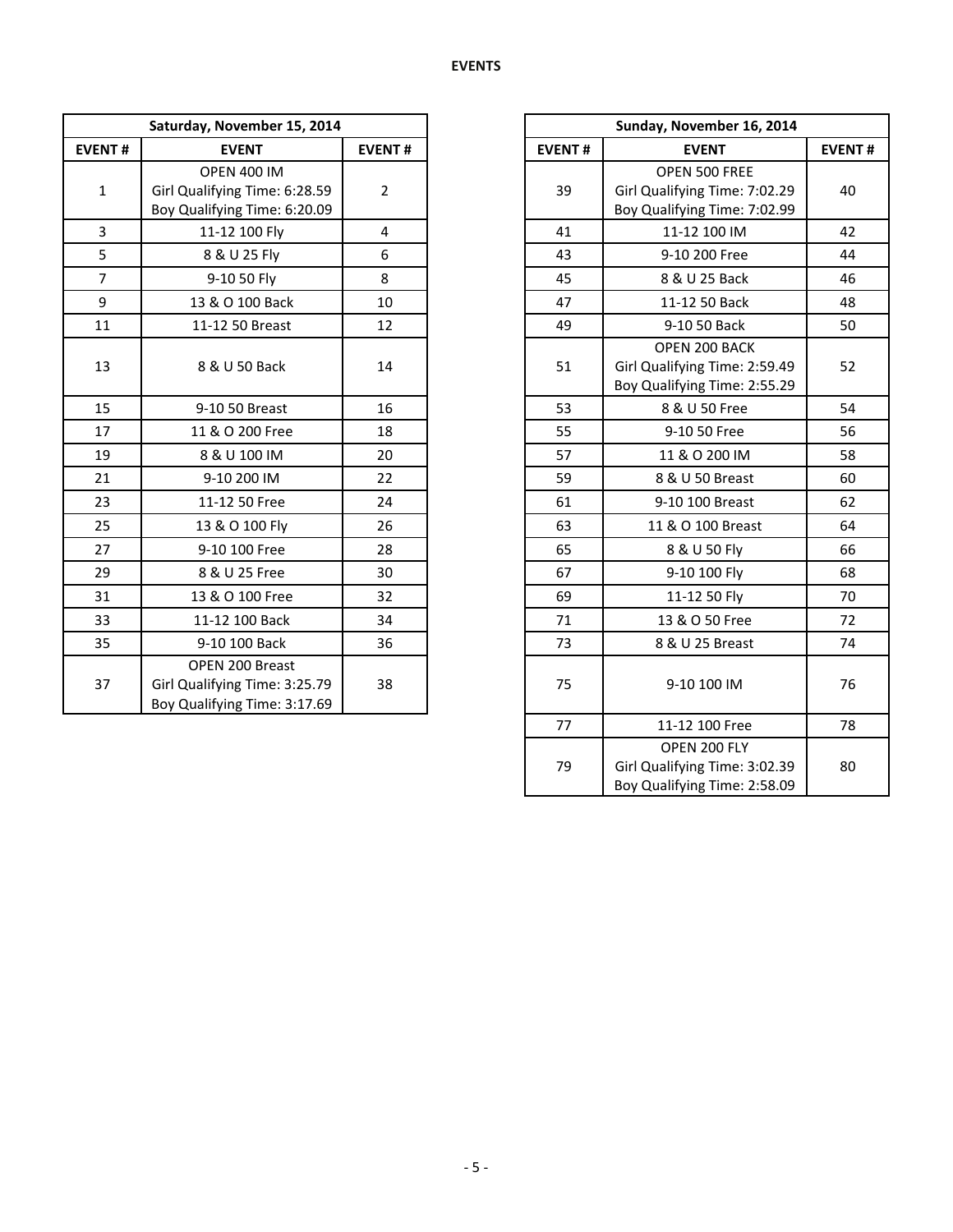**EVENTS**

| Saturday, November 15, 2014 | | |
|---|---|---|
| **EVENT #** | **EVENT** | **EVENT #** |
| 1 | OPEN 400 IM<br>Girl Qualifying Time: 6:28.59<br>Boy Qualifying Time: 6:20.09 | 2 |
| 3 | 11-12 100 Fly | 4 |
| 5 | 8 & U 25 Fly | 6 |
| 7 | 9-10 50 Fly | 8 |
| 9 | 13 & O 100 Back | 10 |
| 11 | 11-12 50 Breast | 12 |
| 13 | 8 & U 50 Back | 14 |
| 15 | 9-10 50 Breast | 16 |
| 17 | 11 & O 200 Free | 18 |
| 19 | 8 & U 100 IM | 20 |
| 21 | 9-10 200 IM | 22 |
| 23 | 11-12 50 Free | 24 |
| 25 | 13 & O 100 Fly | 26 |
| 27 | 9-10 100 Free | 28 |
| 29 | 8 & U 25 Free | 30 |
| 31 | 13 & O 100 Free | 32 |
| 33 | 11-12 100 Back | 34 |
| 35 | 9-10 100 Back | 36 |
| 37 | OPEN 200 Breast<br>Girl Qualifying Time: 3:25.79<br>Boy Qualifying Time: 3:17.69 | 38 |

| Sunday, November 16, 2014 | | |
|---|---|---|
| **EVENT #** | **EVENT** | **EVENT #** |
| 39 | OPEN 500 FREE<br>Girl Qualifying Time: 7:02.29<br>Boy Qualifying Time: 7:02.99 | 40 |
| 41 | 11-12 100 IM | 42 |
| 43 | 9-10 200 Free | 44 |
| 45 | 8 & U 25 Back | 46 |
| 47 | 11-12 50 Back | 48 |
| 49 | 9-10 50 Back | 50 |
| 51 | OPEN 200 BACK<br>Girl Qualifying Time: 2:59.49<br>Boy Qualifying Time: 2:55.29 | 52 |
| 53 | 8 & U 50 Free | 54 |
| 55 | 9-10 50 Free | 56 |
| 57 | 11 & O 200 IM | 58 |
| 59 | 8 & U 50 Breast | 60 |
| 61 | 9-10 100 Breast | 62 |
| 63 | 11 & O 100 Breast | 64 |
| 65 | 8 & U 50 Fly | 66 |
| 67 | 9-10 100 Fly | 68 |
| 69 | 11-12 50 Fly | 70 |
| 71 | 13 & O 50 Free | 72 |
| 73 | 8 & U 25 Breast | 74 |
| 75 | 9-10 100 IM | 76 |
| 77 | 11-12 100 Free | 78 |
| 79 | OPEN 200 FLY<br>Girl Qualifying Time: 3:02.39<br>Boy Qualifying Time: 2:58.09 | 80 |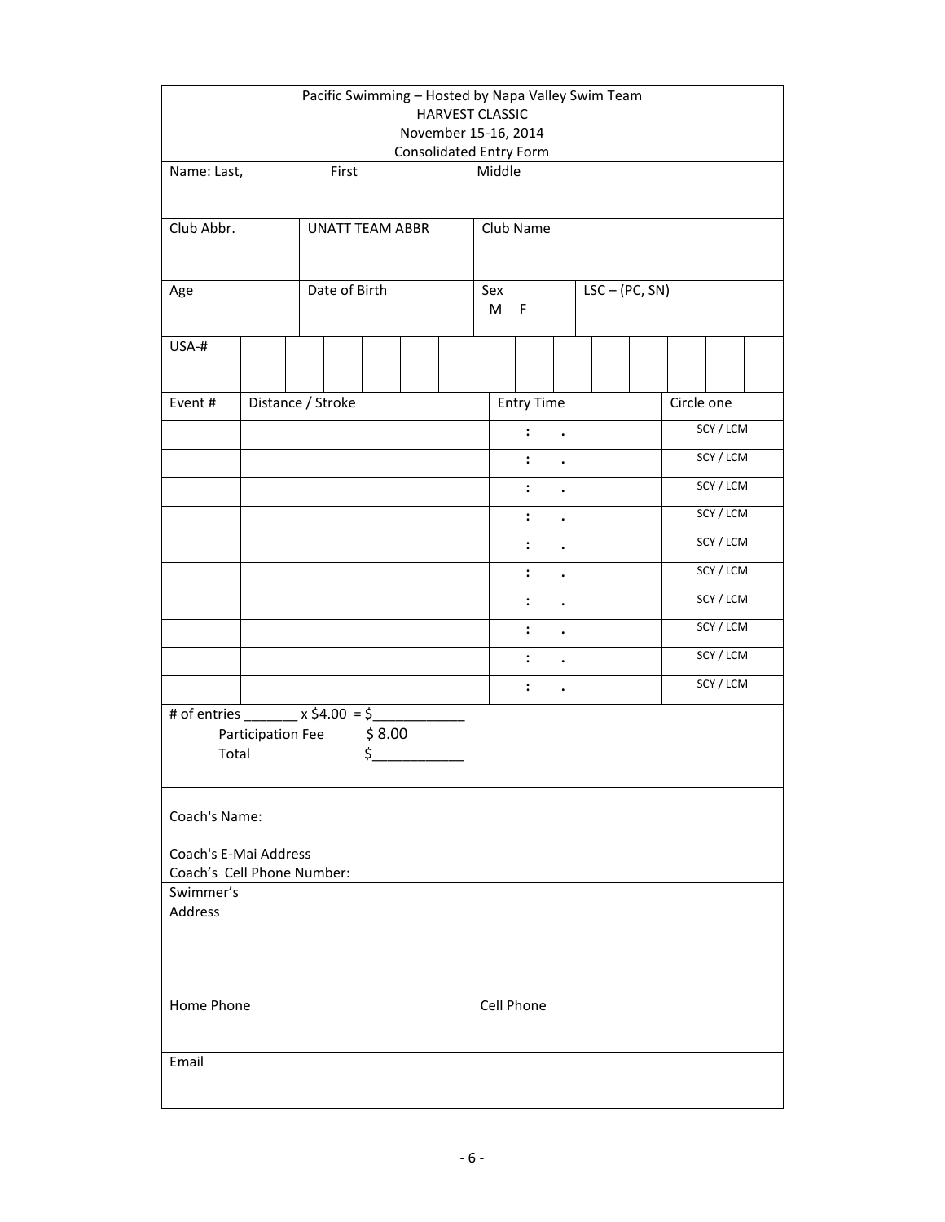Pacific Swimming – Hosted by Napa Valley Swim Team
HARVEST CLASSIC
November 15-16, 2014
Consolidated Entry Form

| Name: Last, | First | Middle |
|---|---|---|
| | | |

| Club Abbr. | UNATT TEAM ABBR | Club Name |
|---|---|---|
| | | |

| Age | Date of Birth | Sex M F | LSC – (PC, SN) |
|---|---|---|---|
| | | | |

| USA-# | | | | | | | | | | | | | | |
|---|---|---|---|---|---|---|---|---|---|---|---|---|---|---|

| Event # | Distance / Stroke | Entry Time | Circle one |
|---|---|---|---|
| | | : . | SCY / LCM |
| | | : . | SCY / LCM |
| | | : . | SCY / LCM |
| | | : . | SCY / LCM |
| | | : . | SCY / LCM |
| | | : . | SCY / LCM |
| | | : . | SCY / LCM |
| | | : . | SCY / LCM |
| | | : . | SCY / LCM |
| | | : . | SCY / LCM |

# of entries _______ x $4.00 = $____________
Participation Fee $ 8.00
Total $____________

Coach's Name:

Coach's E-Mai Address
Coach's Cell Phone Number:

Swimmer's
Address

| Home Phone | Cell Phone |
|---|---|
| | |

Email